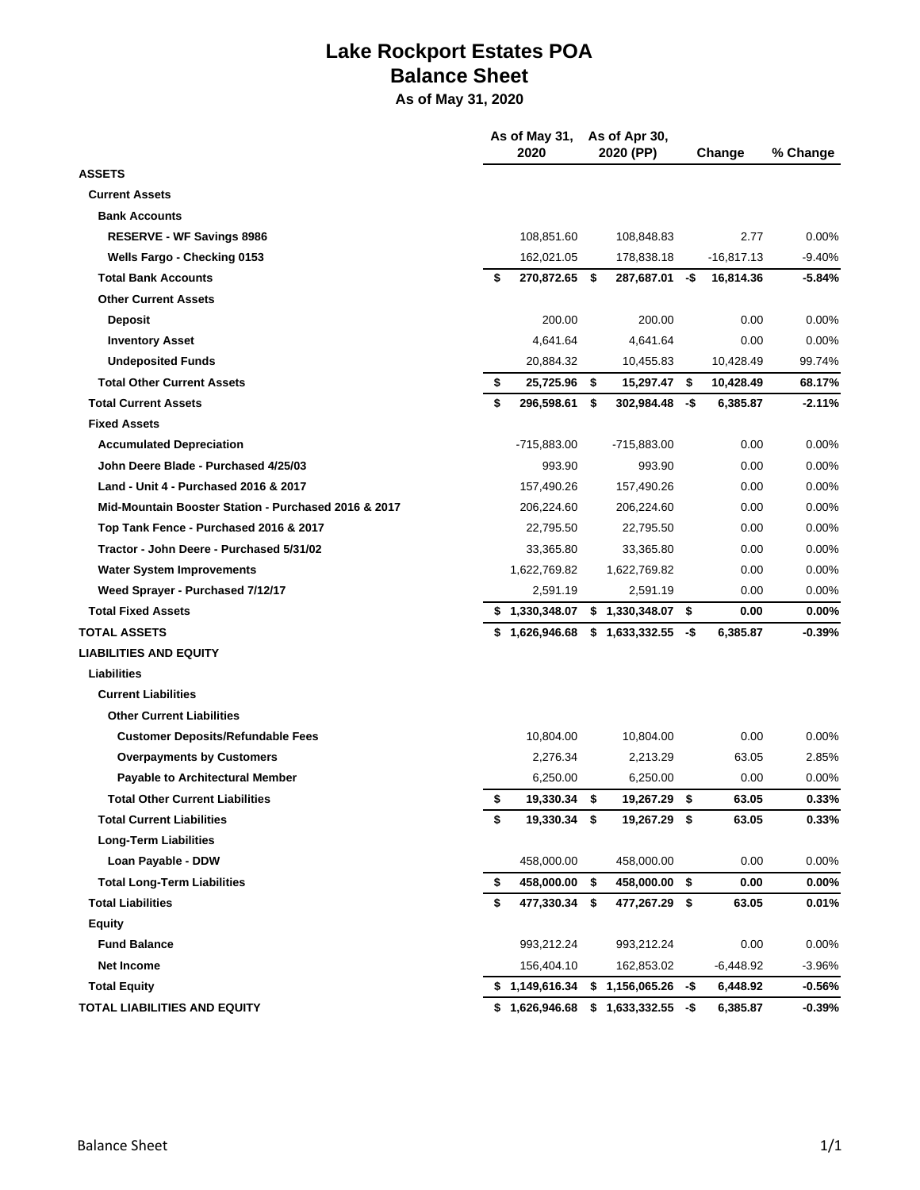# Lake Rockport Estates POA
## Balance Sheet
### As of May 31, 2020

| | As of May 31, 2020 | As of Apr 30, 2020 (PP) | Change | % Change |
|---|---|---|---|---|
| **ASSETS** | | | | |
| **Current Assets** | | | | |
| **Bank Accounts** | | | | |
| **RESERVE - WF Savings 8986** | 108,851.60 | 108,848.83 | 2.77 | 0.00% |
| **Wells Fargo - Checking 0153** | 162,021.05 | 178,838.18 | -16,817.13 | -9.40% |
| **Total Bank Accounts** | **$ 270,872.65** | **$ 287,687.01** | **-$ 16,814.36** | **-5.84%** |
| **Other Current Assets** | | | | |
| **Deposit** | 200.00 | 200.00 | 0.00 | 0.00% |
| **Inventory Asset** | 4,641.64 | 4,641.64 | 0.00 | 0.00% |
| **Undeposited Funds** | 20,884.32 | 10,455.83 | 10,428.49 | 99.74% |
| **Total Other Current Assets** | **$ 25,725.96** | **$ 15,297.47** | **$ 10,428.49** | **68.17%** |
| **Total Current Assets** | **$ 296,598.61** | **$ 302,984.48** | **-$ 6,385.87** | **-2.11%** |
| **Fixed Assets** | | | | |
| **Accumulated Depreciation** | -715,883.00 | -715,883.00 | 0.00 | 0.00% |
| **John Deere Blade - Purchased 4/25/03** | 993.90 | 993.90 | 0.00 | 0.00% |
| **Land - Unit 4 - Purchased 2016 & 2017** | 157,490.26 | 157,490.26 | 0.00 | 0.00% |
| **Mid-Mountain Booster Station - Purchased 2016 & 2017** | 206,224.60 | 206,224.60 | 0.00 | 0.00% |
| **Top Tank Fence - Purchased 2016 & 2017** | 22,795.50 | 22,795.50 | 0.00 | 0.00% |
| **Tractor - John Deere - Purchased 5/31/02** | 33,365.80 | 33,365.80 | 0.00 | 0.00% |
| **Water System Improvements** | 1,622,769.82 | 1,622,769.82 | 0.00 | 0.00% |
| **Weed Sprayer - Purchased 7/12/17** | 2,591.19 | 2,591.19 | 0.00 | 0.00% |
| **Total Fixed Assets** | **$ 1,330,348.07** | **$ 1,330,348.07** | **$ 0.00** | **0.00%** |
| **TOTAL ASSETS** | **$ 1,626,946.68** | **$ 1,633,332.55** | **-$ 6,385.87** | **-0.39%** |
| **LIABILITIES AND EQUITY** | | | | |
| **Liabilities** | | | | |
| **Current Liabilities** | | | | |
| **Other Current Liabilities** | | | | |
| **Customer Deposits/Refundable Fees** | 10,804.00 | 10,804.00 | 0.00 | 0.00% |
| **Overpayments by Customers** | 2,276.34 | 2,213.29 | 63.05 | 2.85% |
| **Payable to Architectural Member** | 6,250.00 | 6,250.00 | 0.00 | 0.00% |
| **Total Other Current Liabilities** | **$ 19,330.34** | **$ 19,267.29** | **$ 63.05** | **0.33%** |
| **Total Current Liabilities** | **$ 19,330.34** | **$ 19,267.29** | **$ 63.05** | **0.33%** |
| **Long-Term Liabilities** | | | | |
| **Loan Payable - DDW** | 458,000.00 | 458,000.00 | 0.00 | 0.00% |
| **Total Long-Term Liabilities** | **$ 458,000.00** | **$ 458,000.00** | **$ 0.00** | **0.00%** |
| **Total Liabilities** | **$ 477,330.34** | **$ 477,267.29** | **$ 63.05** | **0.01%** |
| **Equity** | | | | |
| **Fund Balance** | 993,212.24 | 993,212.24 | 0.00 | 0.00% |
| **Net Income** | 156,404.10 | 162,853.02 | -6,448.92 | -3.96% |
| **Total Equity** | **$ 1,149,616.34** | **$ 1,156,065.26** | **-$ 6,448.92** | **-0.56%** |
| **TOTAL LIABILITIES AND EQUITY** | **$ 1,626,946.68** | **$ 1,633,332.55** | **-$ 6,385.87** | **-0.39%** |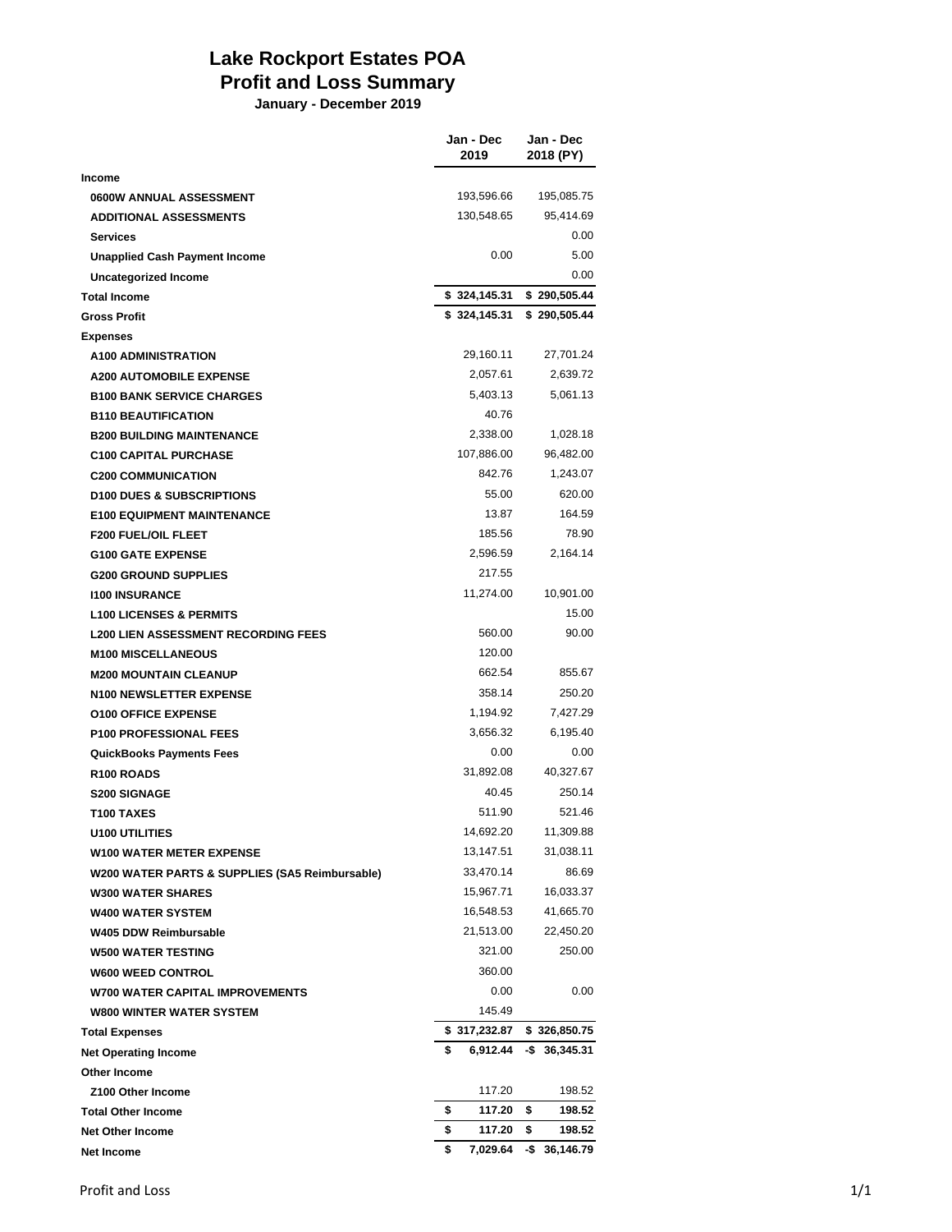# Lake Rockport Estates POA
## Profit and Loss Summary
**January - December 2019**

| | Jan - Dec 2019 | Jan - Dec 2018 (PY) |
|---|---|---|
| **Income** | | |
| **0600W ANNUAL ASSESSMENT** | 193,596.66 | 195,085.75 |
| **ADDITIONAL ASSESSMENTS** | 130,548.65 | 95,414.69 |
| **Services** | | 0.00 |
| **Unapplied Cash Payment Income** | 0.00 | 5.00 |
| **Uncategorized Income** | | 0.00 |
| **Total Income** | **$ 324,145.31** | **$ 290,505.44** |
| **Gross Profit** | **$ 324,145.31** | **$ 290,505.44** |
| **Expenses** | | |
| **A100 ADMINISTRATION** | 29,160.11 | 27,701.24 |
| **A200 AUTOMOBILE EXPENSE** | 2,057.61 | 2,639.72 |
| **B100 BANK SERVICE CHARGES** | 5,403.13 | 5,061.13 |
| **B110 BEAUTIFICATION** | 40.76 | |
| **B200 BUILDING MAINTENANCE** | 2,338.00 | 1,028.18 |
| **C100 CAPITAL PURCHASE** | 107,886.00 | 96,482.00 |
| **C200 COMMUNICATION** | 842.76 | 1,243.07 |
| **D100 DUES & SUBSCRIPTIONS** | 55.00 | 620.00 |
| **E100 EQUIPMENT MAINTENANCE** | 13.87 | 164.59 |
| **F200 FUEL/OIL FLEET** | 185.56 | 78.90 |
| **G100 GATE EXPENSE** | 2,596.59 | 2,164.14 |
| **G200 GROUND SUPPLIES** | 217.55 | |
| **I100 INSURANCE** | 11,274.00 | 10,901.00 |
| **L100 LICENSES & PERMITS** | | 15.00 |
| **L200 LIEN ASSESSMENT RECORDING FEES** | 560.00 | 90.00 |
| **M100 MISCELLANEOUS** | 120.00 | |
| **M200 MOUNTAIN CLEANUP** | 662.54 | 855.67 |
| **N100 NEWSLETTER EXPENSE** | 358.14 | 250.20 |
| **O100 OFFICE EXPENSE** | 1,194.92 | 7,427.29 |
| **P100 PROFESSIONAL FEES** | 3,656.32 | 6,195.40 |
| **QuickBooks Payments Fees** | 0.00 | 0.00 |
| **R100 ROADS** | 31,892.08 | 40,327.67 |
| **S200 SIGNAGE** | 40.45 | 250.14 |
| **T100 TAXES** | 511.90 | 521.46 |
| **U100 UTILITIES** | 14,692.20 | 11,309.88 |
| **W100 WATER METER EXPENSE** | 13,147.51 | 31,038.11 |
| **W200 WATER PARTS & SUPPLIES (SA5 Reimbursable)** | 33,470.14 | 86.69 |
| **W300 WATER SHARES** | 15,967.71 | 16,033.37 |
| **W400 WATER SYSTEM** | 16,548.53 | 41,665.70 |
| **W405 DDW Reimbursable** | 21,513.00 | 22,450.20 |
| **W500 WATER TESTING** | 321.00 | 250.00 |
| **W600 WEED CONTROL** | 360.00 | |
| **W700 WATER CAPITAL IMPROVEMENTS** | 0.00 | 0.00 |
| **W800 WINTER WATER SYSTEM** | 145.49 | |
| **Total Expenses** | **$ 317,232.87** | **$ 326,850.75** |
| **Net Operating Income** | **$ 6,912.44** | **-$ 36,345.31** |
| **Other Income** | | |
| **Z100 Other Income** | 117.20 | 198.52 |
| **Total Other Income** | **$ 117.20** | **$ 198.52** |
| **Net Other Income** | **$ 117.20** | **$ 198.52** |
| **Net Income** | **$ 7,029.64** | **-$ 36,146.79** |

Profit and Loss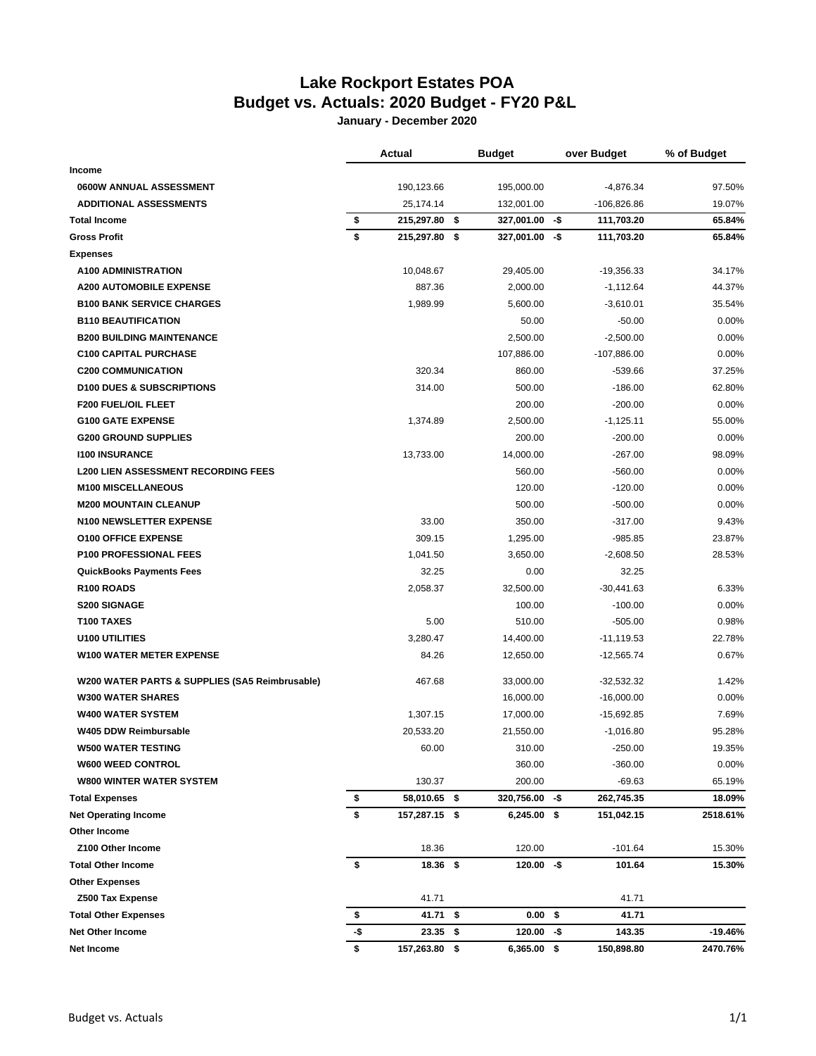# Lake Rockport Estates POA
## Budget vs. Actuals: 2020 Budget - FY20 P&L

**January - December 2020**

| | Actual | Budget | over Budget | % of Budget |
|---|---|---|---|---|
| **Income** | | | | |
| **0600W ANNUAL ASSESSMENT** | 190,123.66 | 195,000.00 | -4,876.34 | 97.50% |
| **ADDITIONAL ASSESSMENTS** | 25,174.14 | 132,001.00 | -106,826.86 | 19.07% |
| **Total Income** | **$ 215,297.80** | **$ 327,001.00** | **-$ 111,703.20** | **65.84%** |
| **Gross Profit** | **$ 215,297.80** | **$ 327,001.00** | **-$ 111,703.20** | **65.84%** |
| **Expenses** | | | | |
| **A100 ADMINISTRATION** | 10,048.67 | 29,405.00 | -19,356.33 | 34.17% |
| **A200 AUTOMOBILE EXPENSE** | 887.36 | 2,000.00 | -1,112.64 | 44.37% |
| **B100 BANK SERVICE CHARGES** | 1,989.99 | 5,600.00 | -3,610.01 | 35.54% |
| **B110 BEAUTIFICATION** | | 50.00 | -50.00 | 0.00% |
| **B200 BUILDING MAINTENANCE** | | 2,500.00 | -2,500.00 | 0.00% |
| **C100 CAPITAL PURCHASE** | | 107,886.00 | -107,886.00 | 0.00% |
| **C200 COMMUNICATION** | 320.34 | 860.00 | -539.66 | 37.25% |
| **D100 DUES & SUBSCRIPTIONS** | 314.00 | 500.00 | -186.00 | 62.80% |
| **F200 FUEL/OIL FLEET** | | 200.00 | -200.00 | 0.00% |
| **G100 GATE EXPENSE** | 1,374.89 | 2,500.00 | -1,125.11 | 55.00% |
| **G200 GROUND SUPPLIES** | | 200.00 | -200.00 | 0.00% |
| **I100 INSURANCE** | 13,733.00 | 14,000.00 | -267.00 | 98.09% |
| **L200 LIEN ASSESSMENT RECORDING FEES** | | 560.00 | -560.00 | 0.00% |
| **M100 MISCELLANEOUS** | | 120.00 | -120.00 | 0.00% |
| **M200 MOUNTAIN CLEANUP** | | 500.00 | -500.00 | 0.00% |
| **N100 NEWSLETTER EXPENSE** | 33.00 | 350.00 | -317.00 | 9.43% |
| **O100 OFFICE EXPENSE** | 309.15 | 1,295.00 | -985.85 | 23.87% |
| **P100 PROFESSIONAL FEES** | 1,041.50 | 3,650.00 | -2,608.50 | 28.53% |
| **QuickBooks Payments Fees** | 32.25 | 0.00 | 32.25 | |
| **R100 ROADS** | 2,058.37 | 32,500.00 | -30,441.63 | 6.33% |
| **S200 SIGNAGE** | | 100.00 | -100.00 | 0.00% |
| **T100 TAXES** | 5.00 | 510.00 | -505.00 | 0.98% |
| **U100 UTILITIES** | 3,280.47 | 14,400.00 | -11,119.53 | 22.78% |
| **W100 WATER METER EXPENSE** | 84.26 | 12,650.00 | -12,565.74 | 0.67% |
| **W200 WATER PARTS & SUPPLIES (SA5 Reimbrusable)** | 467.68 | 33,000.00 | -32,532.32 | 1.42% |
| **W300 WATER SHARES** | | 16,000.00 | -16,000.00 | 0.00% |
| **W400 WATER SYSTEM** | 1,307.15 | 17,000.00 | -15,692.85 | 7.69% |
| **W405 DDW Reimbursable** | 20,533.20 | 21,550.00 | -1,016.80 | 95.28% |
| **W500 WATER TESTING** | 60.00 | 310.00 | -250.00 | 19.35% |
| **W600 WEED CONTROL** | | 360.00 | -360.00 | 0.00% |
| **W800 WINTER WATER SYSTEM** | 130.37 | 200.00 | -69.63 | 65.19% |
| **Total Expenses** | **$ 58,010.65** | **$ 320,756.00** | **-$ 262,745.35** | **18.09%** |
| **Net Operating Income** | **$ 157,287.15** | **$ 6,245.00** | **$ 151,042.15** | **2518.61%** |
| **Other Income** | | | | |
| **Z100 Other Income** | 18.36 | 120.00 | -101.64 | 15.30% |
| **Total Other Income** | **$ 18.36** | **$ 120.00** | **-$ 101.64** | **15.30%** |
| **Other Expenses** | | | | |
| **Z500 Tax Expense** | 41.71 | | 41.71 | |
| **Total Other Expenses** | **$ 41.71** | **$ 0.00** | **$ 41.71** | |
| **Net Other Income** | **-$ 23.35** | **$ 120.00** | **-$ 143.35** | **-19.46%** |
| **Net Income** | **$ 157,263.80** | **$ 6,365.00** | **$ 150,898.80** | **2470.76%** |